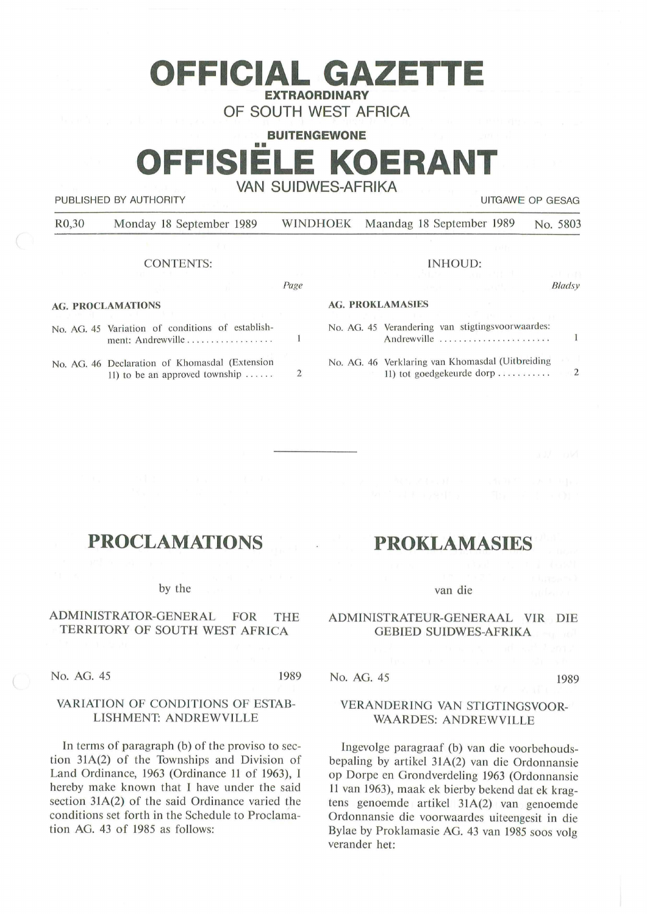# OFFICIAL GAZETTE

**EXTRAORDINARY**

OF SOUTH WEST AFRICA

**BUITENGEWONE**

# OFFISIËLE KOERANT

VAN SUIDWES-AFRIKA

PUBLISHED BY AUTHORITY — UITGAWE OP GESAG

R0,30 Monday 18 September 1989 WINDHOEK Maandag 18 September 1989 No. 5803

CONTENTS:

| | *Page* |
|---|---|
| **AG. PROCLAMATIONS** | |
| No. AG. 45 Variation of conditions of establishment: Andrewville | 1 |
| No. AG. 46 Declaration of Khomasdal (Extension 11) to be an approved township | 2 |

INHOUD:

| | *Bladsy* |
|---|---|
| **AG. PROKLAMASIES** | |
| No. AG. 45 Verandering van stigtingsvoorwaardes: Andrewville | 1 |
| No. AG. 46 Verklaring van Khomasdal (Uitbreiding 11) tot goedgekeurde dorp | 2 |

## PROCLAMATIONS

by the

ADMINISTRATOR-GENERAL FOR THE TERRITORY OF SOUTH WEST AFRICA

No. AG. 45 1989

### VARIATION OF CONDITIONS OF ESTABLISHMENT: ANDREWVILLE

In terms of paragraph (b) of the proviso to section 31A(2) of the Townships and Division of Land Ordinance, 1963 (Ordinance 11 of 1963), I hereby make known that I have under the said section 31A(2) of the said Ordinance varied the conditions set forth in the Schedule to Proclamation AG. 43 of 1985 as follows:

## PROKLAMASIES

van die

ADMINISTRATEUR-GENERAAL VIR DIE GEBIED SUIDWES-AFRIKA

No. AG. 45 1989

### VERANDERING VAN STIGTINGSVOORWAARDES: ANDREWVILLE

Ingevolge paragraaf (b) van die voorbehoudsbepaling by artikel 31A(2) van die Ordonnansie op Dorpe en Grondverdeling 1963 (Ordonnansie 11 van 1963), maak ek hierby bekend dat ek kragtens genoemde artikel 31A(2) van genoemde Ordonnansie die voorwaardes uiteengesit in die Bylae by Proklamasie AG. 43 van 1985 soos volg verander het: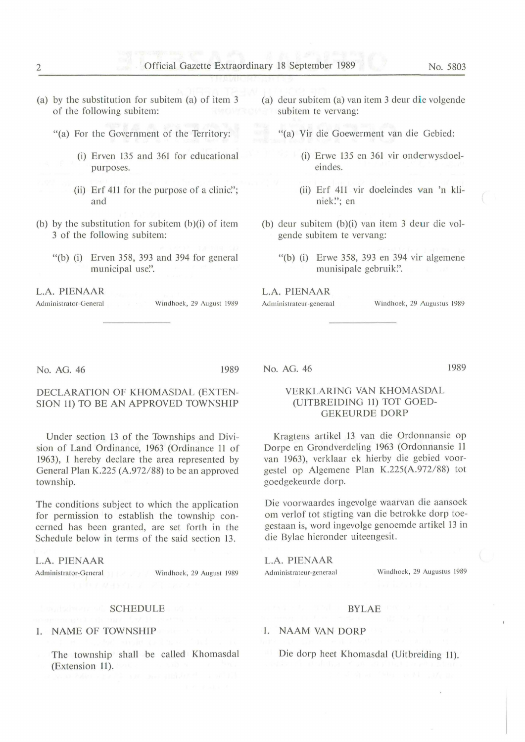(a) by the substitution for subitem (a) of item 3 of the following subitem:

"(a) For the Government of the Territory:

(i) Erven 135 and 361 for educational purposes.

(ii) Erf 411 for the purpose of a clinic."; and

(b) by the substitution for subitem (b)(i) of item 3 of the following subitem:

"(b) (i) Erven 358, 393 and 394 for general municipal use.".

L.A. PIENAAR
Administrator-General — Windhoek, 29 August 1989

(a) deur subitem (a) van item 3 deur die volgende subitem te vervang:

"(a) Vir die Goewerment van die Gebied:

(i) Erwe 135 en 361 vir onderwysdoeleindes.

(ii) Erf 411 vir doeleindes van 'n kliniek."; en

(b) deur subitem (b)(i) van item 3 deur die volgende subitem te vervang:

"(b) (i) Erwe 358, 393 en 394 vir algemene munisipale gebruik.".

L.A. PIENAAR
Administrateur-generaal — Windhoek, 29 Augustus 1989

---

No. AG. 46 — 1989

## DECLARATION OF KHOMASDAL (EXTENSION 11) TO BE AN APPROVED TOWNSHIP

Under section 13 of the Townships and Division of Land Ordinance, 1963 (Ordinance 11 of 1963), I hereby declare the area represented by General Plan K.225 (A.972/88) to be an approved township.

The conditions subject to which the application for permission to establish the township concerned has been granted, are set forth in the Schedule below in terms of the said section 13.

L.A. PIENAAR
Administrator-General — Windhoek, 29 August 1989

### SCHEDULE

1. NAME OF TOWNSHIP

The township shall be called Khomasdal (Extension 11).

No. AG. 46 — 1989

## VERKLARING VAN KHOMASDAL (UITBREIDING 11) TOT GOEDGEKEURDE DORP

Kragtens artikel 13 van die Ordonnansie op Dorpe en Grondverdeling 1963 (Ordonnansie 11 van 1963), verklaar ek hierby die gebied voorgestel op Algemene Plan K.225(A.972/88) tot goedgekeurde dorp.

Die voorwaardes ingevolge waarvan die aansoek om verlof tot stigting van die betrokke dorp toegestaan is, word ingevolge genoemde artikel 13 in die Bylae hieronder uiteengesit.

L.A. PIENAAR
Administrateur-generaal — Windhoek, 29 Augustus 1989

### BYLAE

1. NAAM VAN DORP

Die dorp heet Khomasdal (Uitbreiding 11).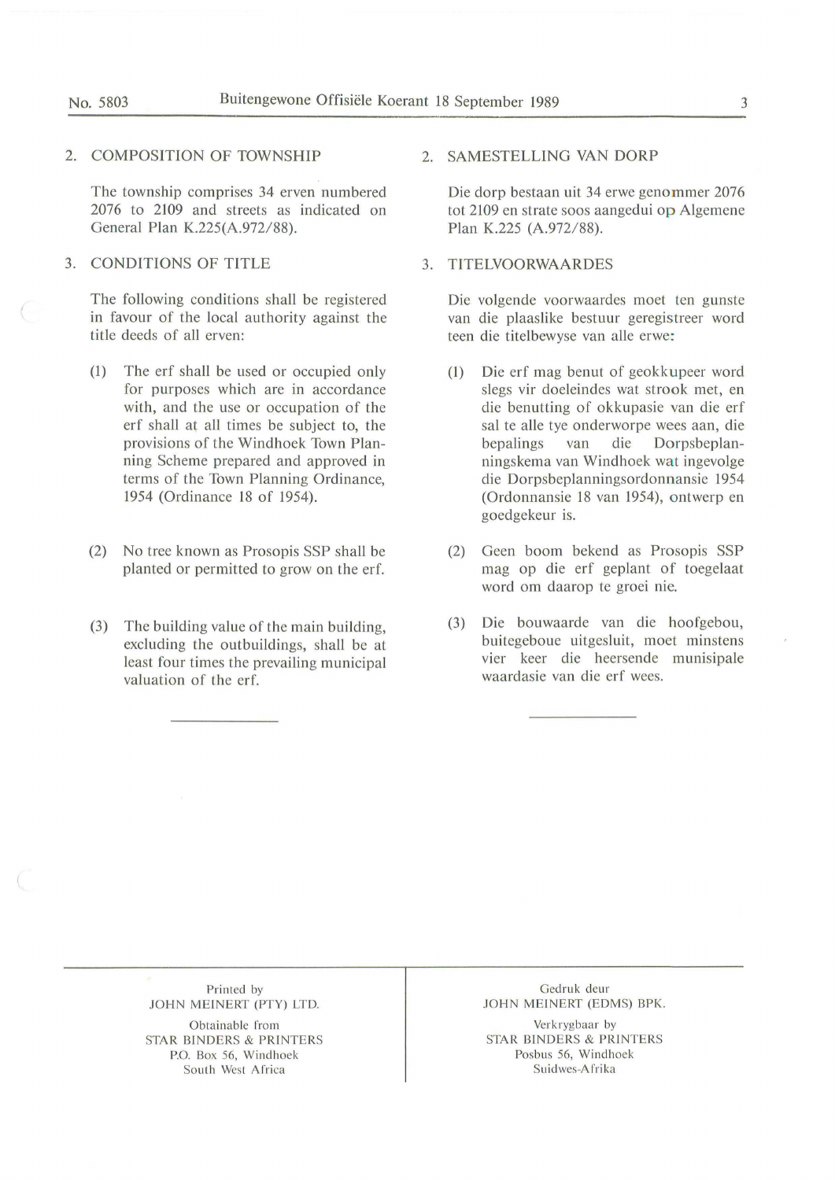2. COMPOSITION OF TOWNSHIP

The township comprises 34 erven numbered 2076 to 2109 and streets as indicated on General Plan K.225(A.972/88).

3. CONDITIONS OF TITLE

The following conditions shall be registered in favour of the local authority against the title deeds of all erven:

(1) The erf shall be used or occupied only for purposes which are in accordance with, and the use or occupation of the erf shall at all times be subject to, the provisions of the Windhoek Town Planning Scheme prepared and approved in terms of the Town Planning Ordinance, 1954 (Ordinance 18 of 1954).

(2) No tree known as Prosopis SSP shall be planted or permitted to grow on the erf.

(3) The building value of the main building, excluding the outbuildings, shall be at least four times the prevailing municipal valuation of the erf.

---

2. SAMESTELLING VAN DORP

Die dorp bestaan uit 34 erwe genommer 2076 tot 2109 en strate soos aangedui op Algemene Plan K.225 (A.972/88).

3. TITELVOORWAARDES

Die volgende voorwaardes moet ten gunste van die plaaslike bestuur geregistreer word teen die titelbewyse van alle erwe:

(1) Die erf mag benut of geokkupeer word slegs vir doeleindes wat strook met, en die benutting of okkupasie van die erf sal te alle tye onderworpe wees aan, die bepalings van die Dorpsbeplanningskema van Windhoek wat ingevolge die Dorpsbeplanningsordonnansie 1954 (Ordonnansie 18 van 1954), ontwerp en goedgekeur is.

(2) Geen boom bekend as Prosopis SSP mag op die erf geplant of toegelaat word om daarop te groei nie.

(3) Die bouwaarde van die hoofgebou, buitegeboue uitgesluit, moet minstens vier keer die heersende munisipale waardasie van die erf wees.

---

Printed by
JOHN MEINERT (PTY) LTD.

Obtainable from
STAR BINDERS & PRINTERS
P.O. Box 56, Windhoek
South West Africa

Gedruk deur
JOHN MEINERT (EDMS) BPK.

Verkrygbaar by
STAR BINDERS & PRINTERS
Posbus 56, Windhoek
Suidwes-Afrika